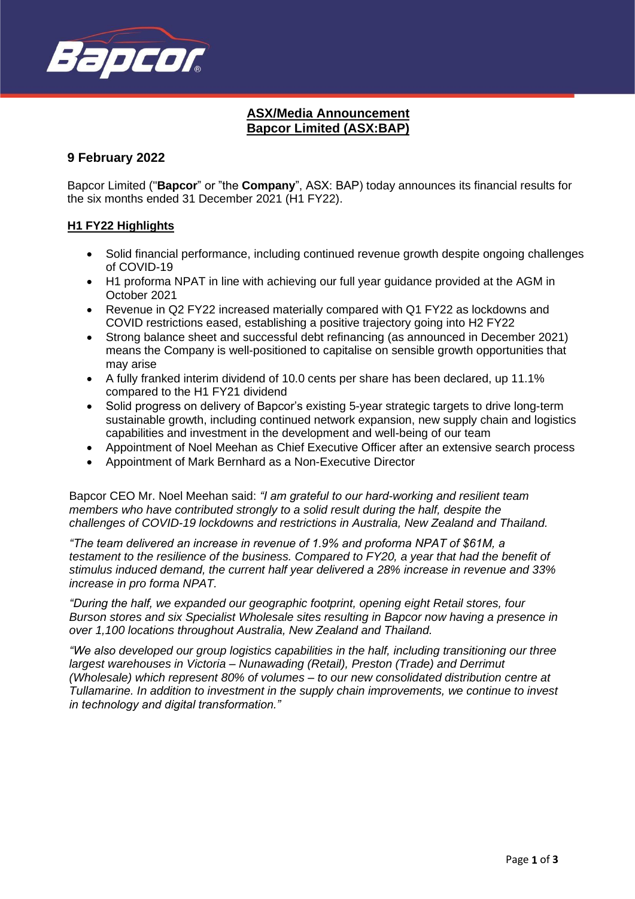**ASX/Media Announcement**
**Bapcor Limited (ASX:BAP)**

## 9 February 2022

Bapcor Limited ("**Bapcor**" or "the **Company**", ASX: BAP) today announces its financial results for the six months ended 31 December 2021 (H1 FY22).

### H1 FY22 Highlights

- Solid financial performance, including continued revenue growth despite ongoing challenges of COVID-19
- H1 proforma NPAT in line with achieving our full year guidance provided at the AGM in October 2021
- Revenue in Q2 FY22 increased materially compared with Q1 FY22 as lockdowns and COVID restrictions eased, establishing a positive trajectory going into H2 FY22
- Strong balance sheet and successful debt refinancing (as announced in December 2021) means the Company is well-positioned to capitalise on sensible growth opportunities that may arise
- A fully franked interim dividend of 10.0 cents per share has been declared, up 11.1% compared to the H1 FY21 dividend
- Solid progress on delivery of Bapcor's existing 5-year strategic targets to drive long-term sustainable growth, including continued network expansion, new supply chain and logistics capabilities and investment in the development and well-being of our team
- Appointment of Noel Meehan as Chief Executive Officer after an extensive search process
- Appointment of Mark Bernhard as a Non-Executive Director

Bapcor CEO Mr. Noel Meehan said: *"I am grateful to our hard-working and resilient team members who have contributed strongly to a solid result during the half, despite the challenges of COVID-19 lockdowns and restrictions in Australia, New Zealand and Thailand.*

*"The team delivered an increase in revenue of 1.9% and proforma NPAT of $61M, a testament to the resilience of the business. Compared to FY20, a year that had the benefit of stimulus induced demand, the current half year delivered a 28% increase in revenue and 33% increase in pro forma NPAT.*

*"During the half, we expanded our geographic footprint, opening eight Retail stores, four Burson stores and six Specialist Wholesale sites resulting in Bapcor now having a presence in over 1,100 locations throughout Australia, New Zealand and Thailand.*

*"We also developed our group logistics capabilities in the half, including transitioning our three largest warehouses in Victoria – Nunawading (Retail), Preston (Trade) and Derrimut (Wholesale) which represent 80% of volumes – to our new consolidated distribution centre at Tullamarine. In addition to investment in the supply chain improvements, we continue to invest in technology and digital transformation."*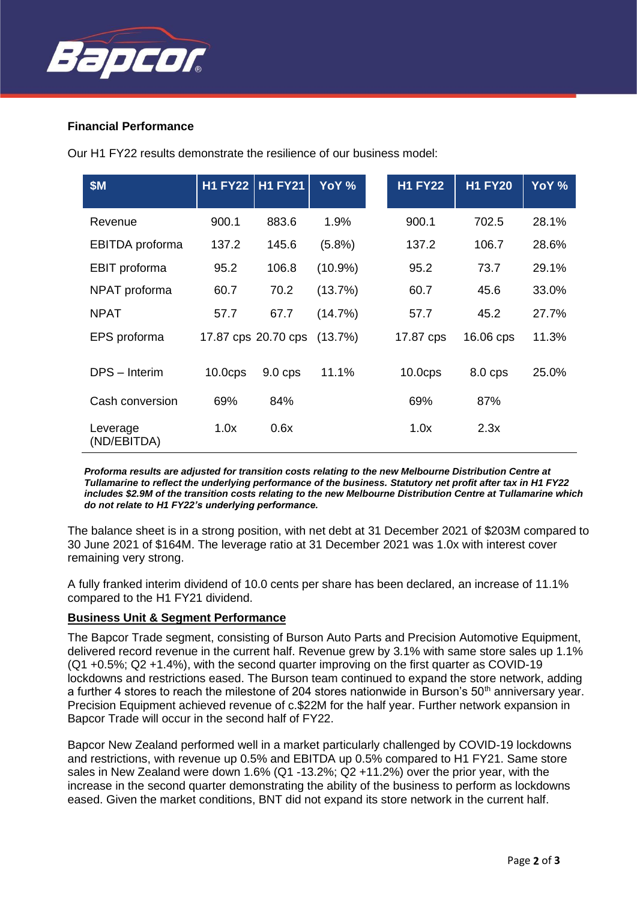**Financial Performance**

Our H1 FY22 results demonstrate the resilience of our business model:

| $M | H1 FY22 | H1 FY21 | YoY % | H1 FY22 | H1 FY20 | YoY % |
|---|---|---|---|---|---|---|
| Revenue | 900.1 | 883.6 | 1.9% | 900.1 | 702.5 | 28.1% |
| EBITDA proforma | 137.2 | 145.6 | (5.8%) | 137.2 | 106.7 | 28.6% |
| EBIT proforma | 95.2 | 106.8 | (10.9%) | 95.2 | 73.7 | 29.1% |
| NPAT proforma | 60.7 | 70.2 | (13.7%) | 60.7 | 45.6 | 33.0% |
| NPAT | 57.7 | 67.7 | (14.7%) | 57.7 | 45.2 | 27.7% |
| EPS proforma | 17.87 cps | 20.70 cps | (13.7%) | 17.87 cps | 16.06 cps | 11.3% |
| DPS – Interim | 10.0cps | 9.0 cps | 11.1% | 10.0cps | 8.0 cps | 25.0% |
| Cash conversion | 69% | 84% | | 69% | 87% | |
| Leverage (ND/EBITDA) | 1.0x | 0.6x | | 1.0x | 2.3x | |

***Proforma results are adjusted for transition costs relating to the new Melbourne Distribution Centre at Tullamarine to reflect the underlying performance of the business. Statutory net profit after tax in H1 FY22 includes $2.9M of the transition costs relating to the new Melbourne Distribution Centre at Tullamarine which do not relate to H1 FY22's underlying performance.***

The balance sheet is in a strong position, with net debt at 31 December 2021 of $203M compared to 30 June 2021 of $164M. The leverage ratio at 31 December 2021 was 1.0x with interest cover remaining very strong.

A fully franked interim dividend of 10.0 cents per share has been declared, an increase of 11.1% compared to the H1 FY21 dividend.

**Business Unit & Segment Performance**

The Bapcor Trade segment, consisting of Burson Auto Parts and Precision Automotive Equipment, delivered record revenue in the current half. Revenue grew by 3.1% with same store sales up 1.1% (Q1 +0.5%; Q2 +1.4%), with the second quarter improving on the first quarter as COVID-19 lockdowns and restrictions eased. The Burson team continued to expand the store network, adding a further 4 stores to reach the milestone of 204 stores nationwide in Burson's 50th anniversary year. Precision Equipment achieved revenue of c.$22M for the half year. Further network expansion in Bapcor Trade will occur in the second half of FY22.

Bapcor New Zealand performed well in a market particularly challenged by COVID-19 lockdowns and restrictions, with revenue up 0.5% and EBITDA up 0.5% compared to H1 FY21. Same store sales in New Zealand were down 1.6% (Q1 -13.2%; Q2 +11.2%) over the prior year, with the increase in the second quarter demonstrating the ability of the business to perform as lockdowns eased. Given the market conditions, BNT did not expand its store network in the current half.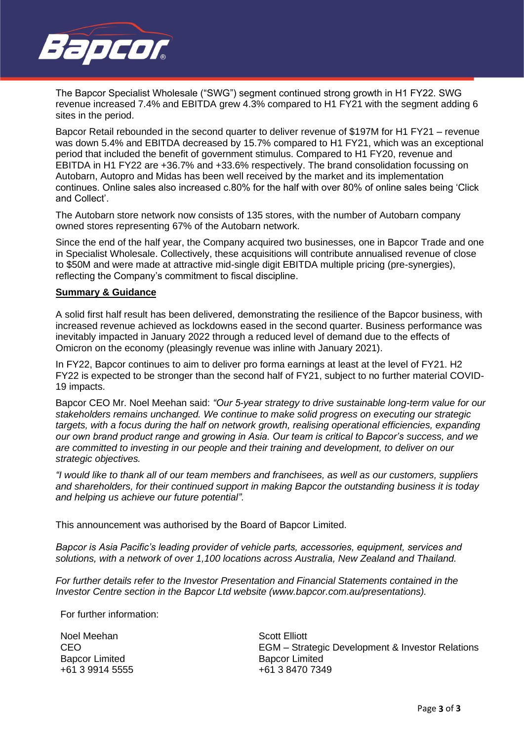The Bapcor Specialist Wholesale ("SWG") segment continued strong growth in H1 FY22. SWG revenue increased 7.4% and EBITDA grew 4.3% compared to H1 FY21 with the segment adding 6 sites in the period.

Bapcor Retail rebounded in the second quarter to deliver revenue of $197M for H1 FY21 – revenue was down 5.4% and EBITDA decreased by 15.7% compared to H1 FY21, which was an exceptional period that included the benefit of government stimulus. Compared to H1 FY20, revenue and EBITDA in H1 FY22 are +36.7% and +33.6% respectively. The brand consolidation focussing on Autobarn, Autopro and Midas has been well received by the market and its implementation continues. Online sales also increased c.80% for the half with over 80% of online sales being 'Click and Collect'.

The Autobarn store network now consists of 135 stores, with the number of Autobarn company owned stores representing 67% of the Autobarn network.

Since the end of the half year, the Company acquired two businesses, one in Bapcor Trade and one in Specialist Wholesale. Collectively, these acquisitions will contribute annualised revenue of close to $50M and were made at attractive mid-single digit EBITDA multiple pricing (pre-synergies), reflecting the Company's commitment to fiscal discipline.

**Summary & Guidance**

A solid first half result has been delivered, demonstrating the resilience of the Bapcor business, with increased revenue achieved as lockdowns eased in the second quarter. Business performance was inevitably impacted in January 2022 through a reduced level of demand due to the effects of Omicron on the economy (pleasingly revenue was inline with January 2021).

In FY22, Bapcor continues to aim to deliver pro forma earnings at least at the level of FY21. H2 FY22 is expected to be stronger than the second half of FY21, subject to no further material COVID-19 impacts.

Bapcor CEO Mr. Noel Meehan said: *"Our 5-year strategy to drive sustainable long-term value for our stakeholders remains unchanged. We continue to make solid progress on executing our strategic targets, with a focus during the half on network growth, realising operational efficiencies, expanding our own brand product range and growing in Asia. Our team is critical to Bapcor's success, and we are committed to investing in our people and their training and development, to deliver on our strategic objectives.*

*"I would like to thank all of our team members and franchisees, as well as our customers, suppliers and shareholders, for their continued support in making Bapcor the outstanding business it is today and helping us achieve our future potential".*

This announcement was authorised by the Board of Bapcor Limited.

*Bapcor is Asia Pacific's leading provider of vehicle parts, accessories, equipment, services and solutions, with a network of over 1,100 locations across Australia, New Zealand and Thailand.*

*For further details refer to the Investor Presentation and Financial Statements contained in the Investor Centre section in the Bapcor Ltd website (www.bapcor.com.au/presentations).*

For further information:

| | |
|---|---|
| Noel Meehan | Scott Elliott |
| CEO | EGM – Strategic Development & Investor Relations |
| Bapcor Limited | Bapcor Limited |
| +61 3 9914 5555 | +61 3 8470 7349 |